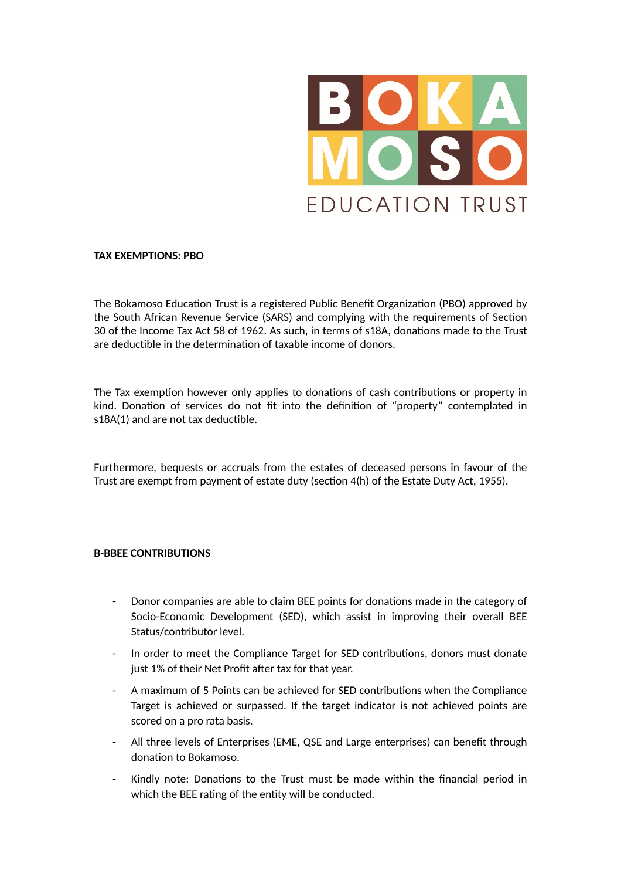BOKA MOSO EDUCATION TRUST

**TAX EXEMPTIONS: PBO**

The Bokamoso Education Trust is a registered Public Benefit Organization (PBO) approved by the South African Revenue Service (SARS) and complying with the requirements of Section 30 of the Income Tax Act 58 of 1962. As such, in terms of s18A, donations made to the Trust are deductible in the determination of taxable income of donors.

The Tax exemption however only applies to donations of cash contributions or property in kind. Donation of services do not fit into the definition of "property" contemplated in s18A(1) and are not tax deductible.

Furthermore, bequests or accruals from the estates of deceased persons in favour of the Trust are exempt from payment of estate duty (section 4(h) of the Estate Duty Act, 1955).

**B-BBEE CONTRIBUTIONS**

- Donor companies are able to claim BEE points for donations made in the category of Socio-Economic Development (SED), which assist in improving their overall BEE Status/contributor level.
- In order to meet the Compliance Target for SED contributions, donors must donate just 1% of their Net Profit after tax for that year.
- A maximum of 5 Points can be achieved for SED contributions when the Compliance Target is achieved or surpassed. If the target indicator is not achieved points are scored on a pro rata basis.
- All three levels of Enterprises (EME, QSE and Large enterprises) can benefit through donation to Bokamoso.
- Kindly note: Donations to the Trust must be made within the financial period in which the BEE rating of the entity will be conducted.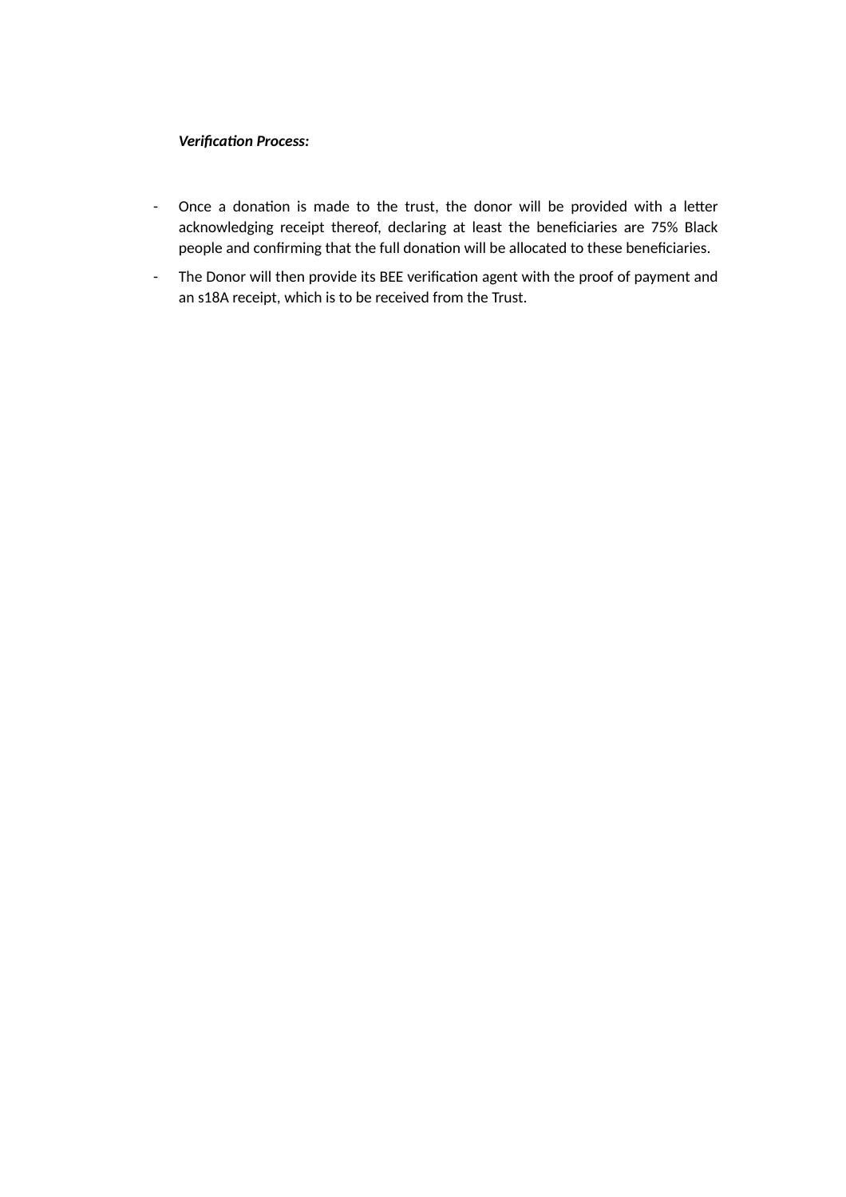***Verification Process:***

- Once a donation is made to the trust, the donor will be provided with a letter acknowledging receipt thereof, declaring at least the beneficiaries are 75% Black people and confirming that the full donation will be allocated to these beneficiaries.
- The Donor will then provide its BEE verification agent with the proof of payment and an s18A receipt, which is to be received from the Trust.